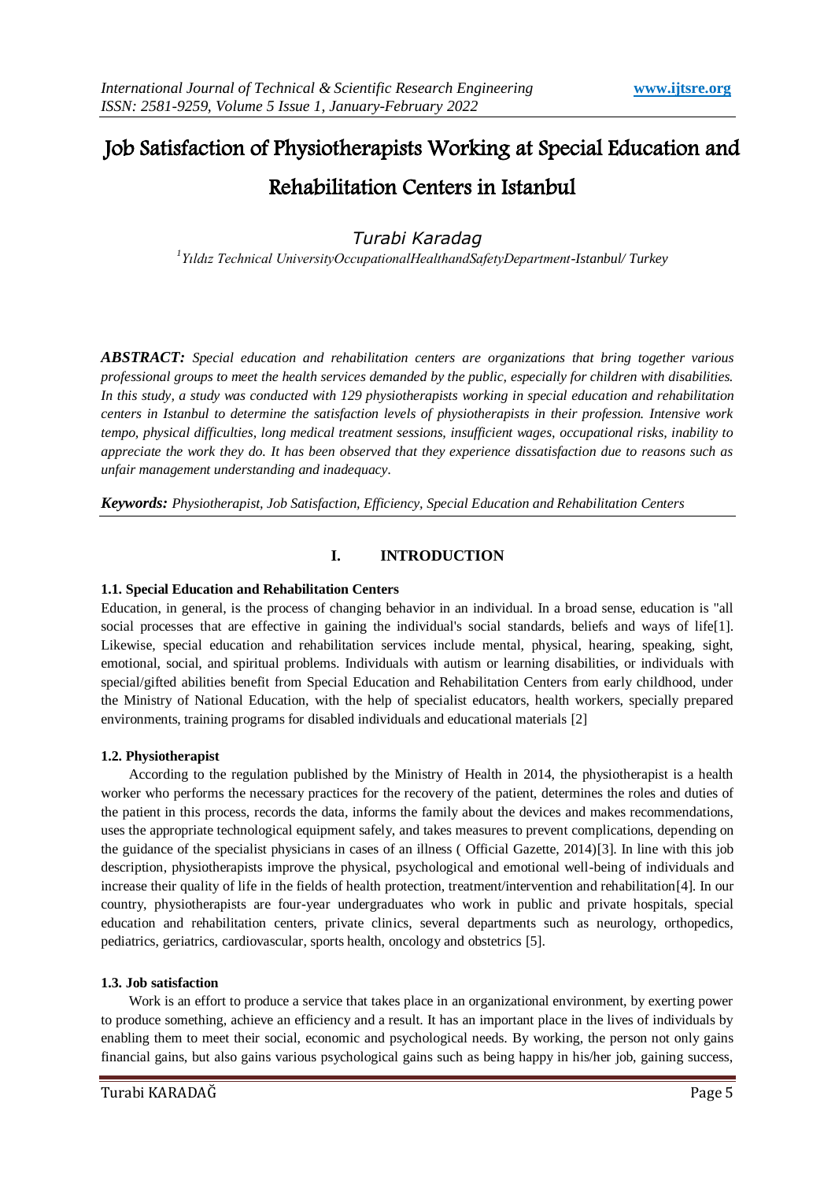# Job Satisfaction of Physiotherapists Working at Special Education and Rehabilitation Centers in Istanbul

*Turabi Karadag*

[1] *Yıldız Technical UniversityOccupationalHealthandSafetyDepartment-Istanbul/ Turkey*

***ABSTRACT:*** *Special education and rehabilitation centers are organizations that bring together various professional groups to meet the health services demanded by the public, especially for children with disabilities. In this study, a study was conducted with 129 physiotherapists working in special education and rehabilitation centers in Istanbul to determine the satisfaction levels of physiotherapists in their profession. Intensive work tempo, physical difficulties, long medical treatment sessions, insufficient wages, occupational risks, inability to appreciate the work they do. It has been observed that they experience dissatisfaction due to reasons such as unfair management understanding and inadequacy.*

***Keywords:*** *Physiotherapist, Job Satisfaction, Efficiency, Special Education and Rehabilitation Centers*

## I. INTRODUCTION

### 1.1. Special Education and Rehabilitation Centers

Education, in general, is the process of changing behavior in an individual. In a broad sense, education is "all social processes that are effective in gaining the individual's social standards, beliefs and ways of life[1]. Likewise, special education and rehabilitation services include mental, physical, hearing, speaking, sight, emotional, social, and spiritual problems. Individuals with autism or learning disabilities, or individuals with special/gifted abilities benefit from Special Education and Rehabilitation Centers from early childhood, under the Ministry of National Education, with the help of specialist educators, health workers, specially prepared environments, training programs for disabled individuals and educational materials [2]

### 1.2. Physiotherapist

According to the regulation published by the Ministry of Health in 2014, the physiotherapist is a health worker who performs the necessary practices for the recovery of the patient, determines the roles and duties of the patient in this process, records the data, informs the family about the devices and makes recommendations, uses the appropriate technological equipment safely, and takes measures to prevent complications, depending on the guidance of the specialist physicians in cases of an illness ( Official Gazette, 2014)[3]. In line with this job description, physiotherapists improve the physical, psychological and emotional well-being of individuals and increase their quality of life in the fields of health protection, treatment/intervention and rehabilitation[4]. In our country, physiotherapists are four-year undergraduates who work in public and private hospitals, special education and rehabilitation centers, private clinics, several departments such as neurology, orthopedics, pediatrics, geriatrics, cardiovascular, sports health, oncology and obstetrics [5].

### 1.3. Job satisfaction

Work is an effort to produce a service that takes place in an organizational environment, by exerting power to produce something, achieve an efficiency and a result. It has an important place in the lives of individuals by enabling them to meet their social, economic and psychological needs. By working, the person not only gains financial gains, but also gains various psychological gains such as being happy in his/her job, gaining success,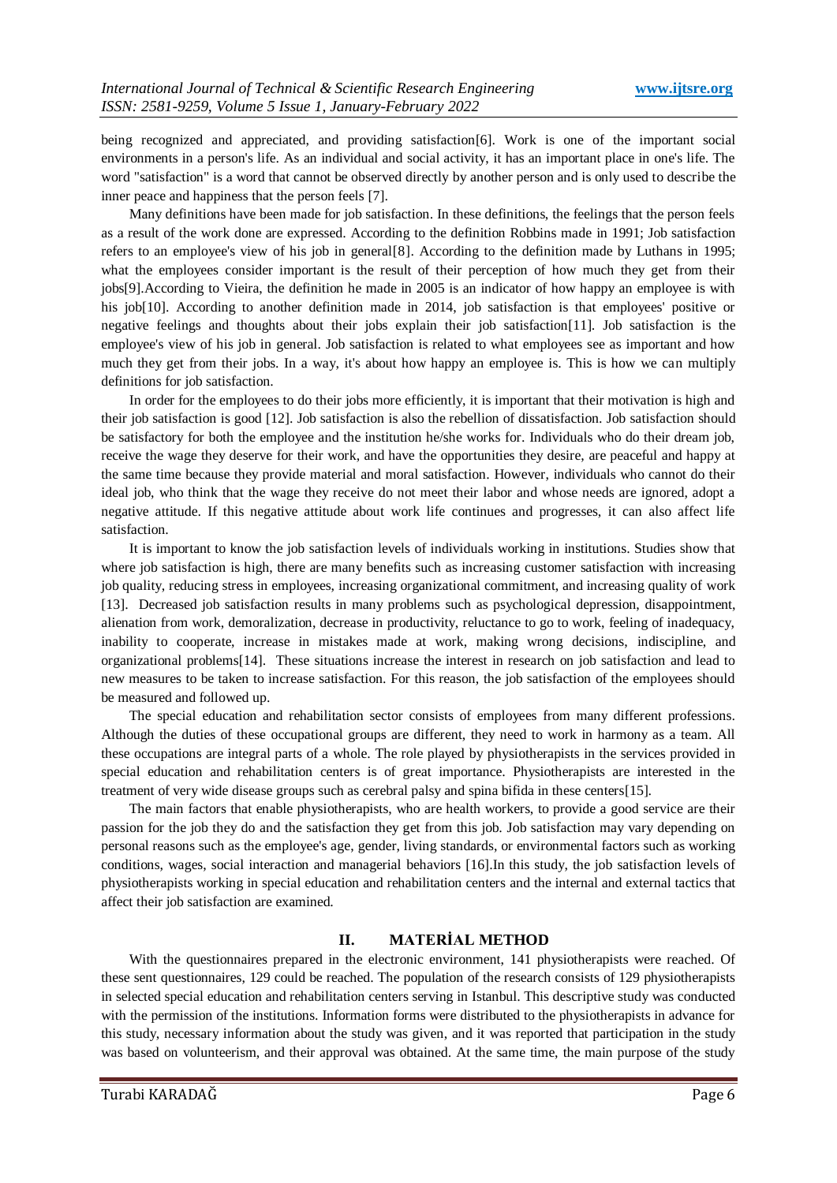being recognized and appreciated, and providing satisfaction[6]. Work is one of the important social environments in a person's life. As an individual and social activity, it has an important place in one's life. The word "satisfaction" is a word that cannot be observed directly by another person and is only used to describe the inner peace and happiness that the person feels [7].

Many definitions have been made for job satisfaction. In these definitions, the feelings that the person feels as a result of the work done are expressed. According to the definition Robbins made in 1991; Job satisfaction refers to an employee's view of his job in general[8]. According to the definition made by Luthans in 1995; what the employees consider important is the result of their perception of how much they get from their jobs[9].According to Vieira, the definition he made in 2005 is an indicator of how happy an employee is with his job[10]. According to another definition made in 2014, job satisfaction is that employees' positive or negative feelings and thoughts about their jobs explain their job satisfaction[11]. Job satisfaction is the employee's view of his job in general. Job satisfaction is related to what employees see as important and how much they get from their jobs. In a way, it's about how happy an employee is. This is how we can multiply definitions for job satisfaction.

In order for the employees to do their jobs more efficiently, it is important that their motivation is high and their job satisfaction is good [12]. Job satisfaction is also the rebellion of dissatisfaction. Job satisfaction should be satisfactory for both the employee and the institution he/she works for. Individuals who do their dream job, receive the wage they deserve for their work, and have the opportunities they desire, are peaceful and happy at the same time because they provide material and moral satisfaction. However, individuals who cannot do their ideal job, who think that the wage they receive do not meet their labor and whose needs are ignored, adopt a negative attitude. If this negative attitude about work life continues and progresses, it can also affect life satisfaction.

It is important to know the job satisfaction levels of individuals working in institutions. Studies show that where job satisfaction is high, there are many benefits such as increasing customer satisfaction with increasing job quality, reducing stress in employees, increasing organizational commitment, and increasing quality of work [13]. Decreased job satisfaction results in many problems such as psychological depression, disappointment, alienation from work, demoralization, decrease in productivity, reluctance to go to work, feeling of inadequacy, inability to cooperate, increase in mistakes made at work, making wrong decisions, indiscipline, and organizational problems[14]. These situations increase the interest in research on job satisfaction and lead to new measures to be taken to increase satisfaction. For this reason, the job satisfaction of the employees should be measured and followed up.

The special education and rehabilitation sector consists of employees from many different professions. Although the duties of these occupational groups are different, they need to work in harmony as a team. All these occupations are integral parts of a whole. The role played by physiotherapists in the services provided in special education and rehabilitation centers is of great importance. Physiotherapists are interested in the treatment of very wide disease groups such as cerebral palsy and spina bifida in these centers[15].

The main factors that enable physiotherapists, who are health workers, to provide a good service are their passion for the job they do and the satisfaction they get from this job. Job satisfaction may vary depending on personal reasons such as the employee's age, gender, living standards, or environmental factors such as working conditions, wages, social interaction and managerial behaviors [16].In this study, the job satisfaction levels of physiotherapists working in special education and rehabilitation centers and the internal and external tactics that affect their job satisfaction are examined.

## II. MATERİAL METHOD

With the questionnaires prepared in the electronic environment, 141 physiotherapists were reached. Of these sent questionnaires, 129 could be reached. The population of the research consists of 129 physiotherapists in selected special education and rehabilitation centers serving in Istanbul. This descriptive study was conducted with the permission of the institutions. Information forms were distributed to the physiotherapists in advance for this study, necessary information about the study was given, and it was reported that participation in the study was based on volunteerism, and their approval was obtained. At the same time, the main purpose of the study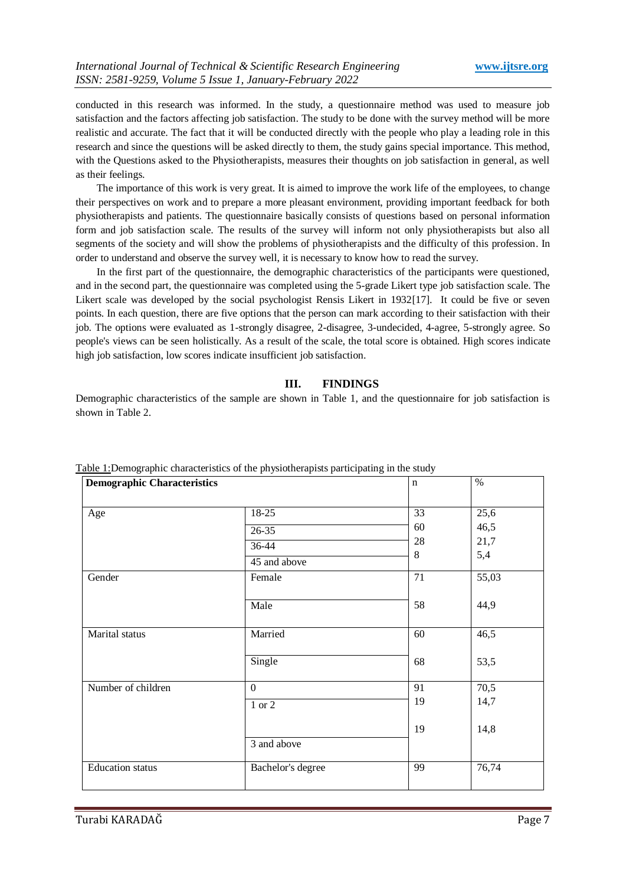conducted in this research was informed. In the study, a questionnaire method was used to measure job satisfaction and the factors affecting job satisfaction. The study to be done with the survey method will be more realistic and accurate. The fact that it will be conducted directly with the people who play a leading role in this research and since the questions will be asked directly to them, the study gains special importance. This method, with the Questions asked to the Physiotherapists, measures their thoughts on job satisfaction in general, as well as their feelings.

The importance of this work is very great. It is aimed to improve the work life of the employees, to change their perspectives on work and to prepare a more pleasant environment, providing important feedback for both physiotherapists and patients. The questionnaire basically consists of questions based on personal information form and job satisfaction scale. The results of the survey will inform not only physiotherapists but also all segments of the society and will show the problems of physiotherapists and the difficulty of this profession. In order to understand and observe the survey well, it is necessary to know how to read the survey.

In the first part of the questionnaire, the demographic characteristics of the participants were questioned, and in the second part, the questionnaire was completed using the 5-grade Likert type job satisfaction scale. The Likert scale was developed by the social psychologist Rensis Likert in 1932[17]. It could be five or seven points. In each question, there are five options that the person can mark according to their satisfaction with their job. The options were evaluated as 1-strongly disagree, 2-disagree, 3-undecided, 4-agree, 5-strongly agree. So people's views can be seen holistically. As a result of the scale, the total score is obtained. High scores indicate high job satisfaction, low scores indicate insufficient job satisfaction.

## III. FINDINGS

Demographic characteristics of the sample are shown in Table 1, and the questionnaire for job satisfaction is shown in Table 2.

Table 1:Demographic characteristics of the physiotherapists participating in the study

| Demographic Characteristics | | n | % |
|---|---|---|---|
| Age | 18-25 | 33 | 25,6 |
| | 26-35 | 60 | 46,5 |
| | 36-44 | 28 | 21,7 |
| | 45 and above | 8 | 5,4 |
| Gender | Female | 71 | 55,03 |
| | Male | 58 | 44,9 |
| Marital status | Married | 60 | 46,5 |
| | Single | 68 | 53,5 |
| Number of children | 0 | 91 | 70,5 |
| | 1 or 2 | 19 | 14,7 |
| | 3 and above | 19 | 14,8 |
| Education status | Bachelor's degree | 99 | 76,74 |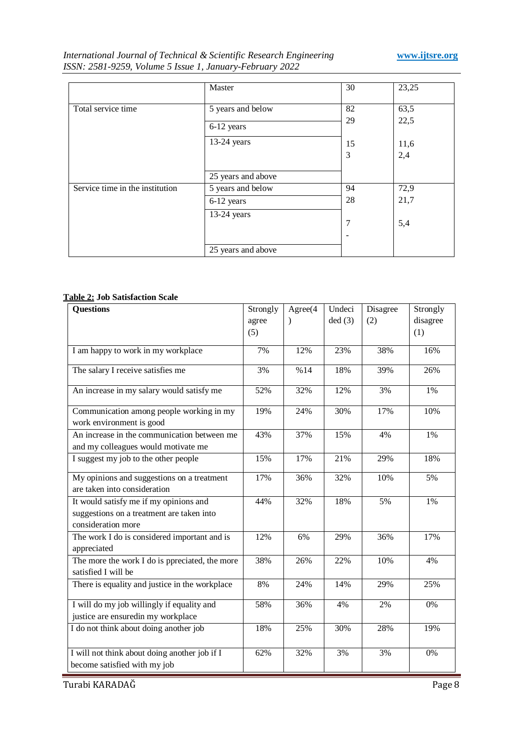| | Master | 30 | 23,25 |
|---|---|---|---|
| Total service time | 5 years and below | 82 | 63,5 |
| | 6-12 years | 29 | 22,5 |
| | 13-24 years | 15 | 11,6 |
| | 25 years and above | 3 | 2,4 |
| Service time in the institution | 5 years and below | 94 | 72,9 |
| | 6-12 years | 28 | 21,7 |
| | 13-24 years | 7 | 5,4 |
| | 25 years and above | - | |

**Table 2: Job Satisfaction Scale**

| Questions | Strongly agree (5) | Agree(4 ) | Undecided (3) | Disagree (2) | Strongly disagree (1) |
|---|---|---|---|---|---|
| I am happy to work in my workplace | 7% | 12% | 23% | 38% | 16% |
| The salary I receive satisfies me | 3% | %14 | 18% | 39% | 26% |
| An increase in my salary would satisfy me | 52% | 32% | 12% | 3% | 1% |
| Communication among people working in my work environment is good | 19% | 24% | 30% | 17% | 10% |
| An increase in the communication between me and my colleagues would motivate me | 43% | 37% | 15% | 4% | 1% |
| I suggest my job to the other people | 15% | 17% | 21% | 29% | 18% |
| My opinions and suggestions on a treatment are taken into consideration | 17% | 36% | 32% | 10% | 5% |
| It would satisfy me if my opinions and suggestions on a treatment are taken into consideration more | 44% | 32% | 18% | 5% | 1% |
| The work I do is considered important and is appreciated | 12% | 6% | 29% | 36% | 17% |
| The more the work I do is ppreciated, the more satisfied I will be | 38% | 26% | 22% | 10% | 4% |
| There is equality and justice in the workplace | 8% | 24% | 14% | 29% | 25% |
| I will do my job willingly if equality and justice are ensuredin my workplace | 58% | 36% | 4% | 2% | 0% |
| I do not think about doing another job | 18% | 25% | 30% | 28% | 19% |
| I will not think about doing another job if I become satisfied with my job | 62% | 32% | 3% | 3% | 0% |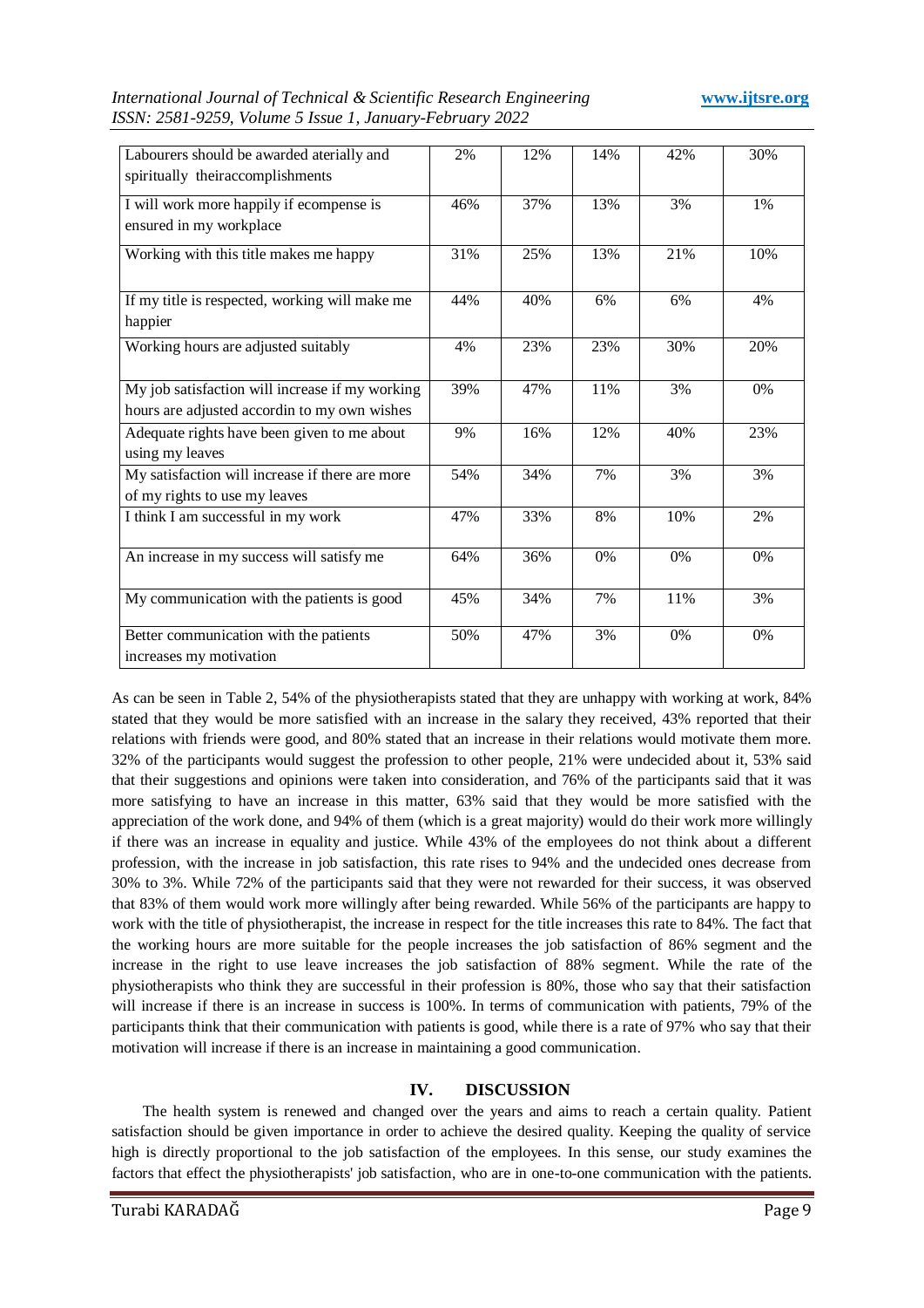| | | | | | |
|---|---|---|---|---|---|
| Labourers should be awarded aterially and spiritually theiraccomplishments | 2% | 12% | 14% | 42% | 30% |
| I will work more happily if ecompense is ensured in my workplace | 46% | 37% | 13% | 3% | 1% |
| Working with this title makes me happy | 31% | 25% | 13% | 21% | 10% |
| If my title is respected, working will make me happier | 44% | 40% | 6% | 6% | 4% |
| Working hours are adjusted suitably | 4% | 23% | 23% | 30% | 20% |
| My job satisfaction will increase if my working hours are adjusted accordin to my own wishes | 39% | 47% | 11% | 3% | 0% |
| Adequate rights have been given to me about using my leaves | 9% | 16% | 12% | 40% | 23% |
| My satisfaction will increase if there are more of my rights to use my leaves | 54% | 34% | 7% | 3% | 3% |
| I think I am successful in my work | 47% | 33% | 8% | 10% | 2% |
| An increase in my success will satisfy me | 64% | 36% | 0% | 0% | 0% |
| My communication with the patients is good | 45% | 34% | 7% | 11% | 3% |
| Better communication with the patients increases my motivation | 50% | 47% | 3% | 0% | 0% |

As can be seen in Table 2, 54% of the physiotherapists stated that they are unhappy with working at work, 84% stated that they would be more satisfied with an increase in the salary they received, 43% reported that their relations with friends were good, and 80% stated that an increase in their relations would motivate them more. 32% of the participants would suggest the profession to other people, 21% were undecided about it, 53% said that their suggestions and opinions were taken into consideration, and 76% of the participants said that it was more satisfying to have an increase in this matter, 63% said that they would be more satisfied with the appreciation of the work done, and 94% of them (which is a great majority) would do their work more willingly if there was an increase in equality and justice. While 43% of the employees do not think about a different profession, with the increase in job satisfaction, this rate rises to 94% and the undecided ones decrease from 30% to 3%. While 72% of the participants said that they were not rewarded for their success, it was observed that 83% of them would work more willingly after being rewarded. While 56% of the participants are happy to work with the title of physiotherapist, the increase in respect for the title increases this rate to 84%. The fact that the working hours are more suitable for the people increases the job satisfaction of 86% segment and the increase in the right to use leave increases the job satisfaction of 88% segment. While the rate of the physiotherapists who think they are successful in their profession is 80%, those who say that their satisfaction will increase if there is an increase in success is 100%. In terms of communication with patients, 79% of the participants think that their communication with patients is good, while there is a rate of 97% who say that their motivation will increase if there is an increase in maintaining a good communication.

## IV. DISCUSSION

The health system is renewed and changed over the years and aims to reach a certain quality. Patient satisfaction should be given importance in order to achieve the desired quality. Keeping the quality of service high is directly proportional to the job satisfaction of the employees. In this sense, our study examines the factors that effect the physiotherapists' job satisfaction, who are in one-to-one communication with the patients.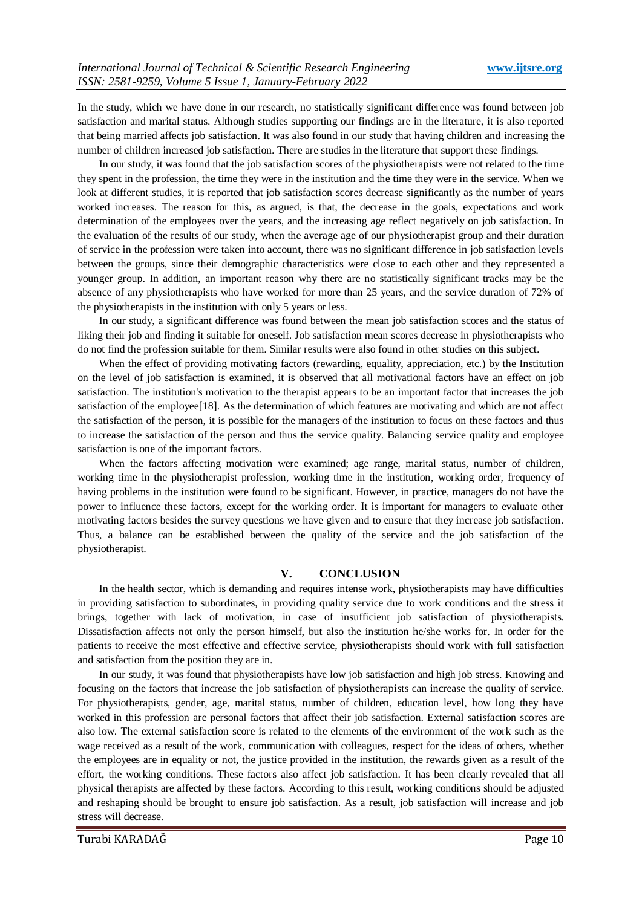In the study, which we have done in our research, no statistically significant difference was found between job satisfaction and marital status. Although studies supporting our findings are in the literature, it is also reported that being married affects job satisfaction. It was also found in our study that having children and increasing the number of children increased job satisfaction. There are studies in the literature that support these findings.

In our study, it was found that the job satisfaction scores of the physiotherapists were not related to the time they spent in the profession, the time they were in the institution and the time they were in the service. When we look at different studies, it is reported that job satisfaction scores decrease significantly as the number of years worked increases. The reason for this, as argued, is that, the decrease in the goals, expectations and work determination of the employees over the years, and the increasing age reflect negatively on job satisfaction. In the evaluation of the results of our study, when the average age of our physiotherapist group and their duration of service in the profession were taken into account, there was no significant difference in job satisfaction levels between the groups, since their demographic characteristics were close to each other and they represented a younger group. In addition, an important reason why there are no statistically significant tracks may be the absence of any physiotherapists who have worked for more than 25 years, and the service duration of 72% of the physiotherapists in the institution with only 5 years or less.

In our study, a significant difference was found between the mean job satisfaction scores and the status of liking their job and finding it suitable for oneself. Job satisfaction mean scores decrease in physiotherapists who do not find the profession suitable for them. Similar results were also found in other studies on this subject.

When the effect of providing motivating factors (rewarding, equality, appreciation, etc.) by the Institution on the level of job satisfaction is examined, it is observed that all motivational factors have an effect on job satisfaction. The institution's motivation to the therapist appears to be an important factor that increases the job satisfaction of the employee[18]. As the determination of which features are motivating and which are not affect the satisfaction of the person, it is possible for the managers of the institution to focus on these factors and thus to increase the satisfaction of the person and thus the service quality. Balancing service quality and employee satisfaction is one of the important factors.

When the factors affecting motivation were examined; age range, marital status, number of children, working time in the physiotherapist profession, working time in the institution, working order, frequency of having problems in the institution were found to be significant. However, in practice, managers do not have the power to influence these factors, except for the working order. It is important for managers to evaluate other motivating factors besides the survey questions we have given and to ensure that they increase job satisfaction. Thus, a balance can be established between the quality of the service and the job satisfaction of the physiotherapist.

## V. CONCLUSION

In the health sector, which is demanding and requires intense work, physiotherapists may have difficulties in providing satisfaction to subordinates, in providing quality service due to work conditions and the stress it brings, together with lack of motivation, in case of insufficient job satisfaction of physiotherapists. Dissatisfaction affects not only the person himself, but also the institution he/she works for. In order for the patients to receive the most effective and effective service, physiotherapists should work with full satisfaction and satisfaction from the position they are in.

In our study, it was found that physiotherapists have low job satisfaction and high job stress. Knowing and focusing on the factors that increase the job satisfaction of physiotherapists can increase the quality of service. For physiotherapists, gender, age, marital status, number of children, education level, how long they have worked in this profession are personal factors that affect their job satisfaction. External satisfaction scores are also low. The external satisfaction score is related to the elements of the environment of the work such as the wage received as a result of the work, communication with colleagues, respect for the ideas of others, whether the employees are in equality or not, the justice provided in the institution, the rewards given as a result of the effort, the working conditions. These factors also affect job satisfaction. It has been clearly revealed that all physical therapists are affected by these factors. According to this result, working conditions should be adjusted and reshaping should be brought to ensure job satisfaction. As a result, job satisfaction will increase and job stress will decrease.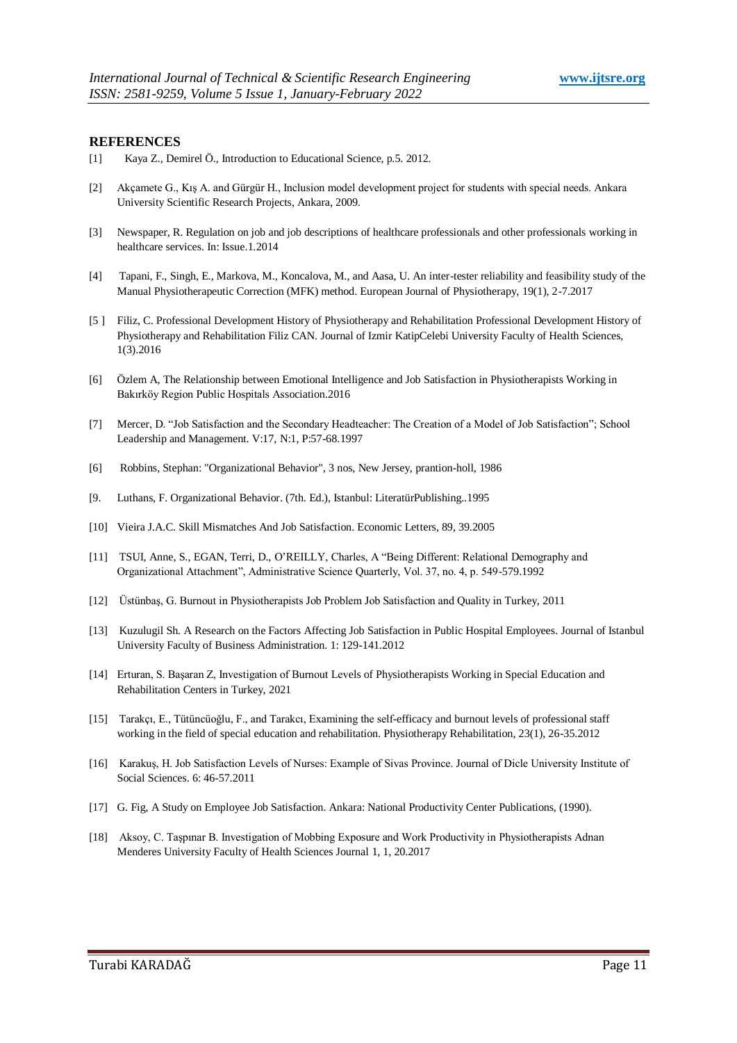## REFERENCES

[1] Kaya Z., Demirel Ö., Introduction to Educational Science, p.5. 2012.

[2] Akçamete G., Kış A. and Gürgür H., Inclusion model development project for students with special needs. Ankara University Scientific Research Projects, Ankara, 2009.

[3] Newspaper, R. Regulation on job and job descriptions of healthcare professionals and other professionals working in healthcare services. In: Issue.1.2014

[4] Tapani, F., Singh, E., Markova, M., Koncalova, M., and Aasa, U. An inter-tester reliability and feasibility study of the Manual Physiotherapeutic Correction (MFK) method. European Journal of Physiotherapy, 19(1), 2-7.2017

[5 ] Filiz, C. Professional Development History of Physiotherapy and Rehabilitation Professional Development History of Physiotherapy and Rehabilitation Filiz CAN. Journal of Izmir KatipCelebi University Faculty of Health Sciences, 1(3).2016

[6] Özlem A, The Relationship between Emotional Intelligence and Job Satisfaction in Physiotherapists Working in Bakırköy Region Public Hospitals Association.2016

[7] Mercer, D. "Job Satisfaction and the Secondary Headteacher: The Creation of a Model of Job Satisfaction"; School Leadership and Management. V:17, N:1, P:57-68.1997

[6] Robbins, Stephan: "Organizational Behavior", 3 nos, New Jersey, prantion-holl, 1986

[9. Luthans, F. Organizational Behavior. (7th. Ed.), Istanbul: LiteratürPublishing..1995

[10] Vieira J.A.C. Skill Mismatches And Job Satisfaction. Economic Letters, 89, 39.2005

[11] TSUI, Anne, S., EGAN, Terri, D., O'REILLY, Charles, A "Being Different: Relational Demography and Organizational Attachment", Administrative Science Quarterly, Vol. 37, no. 4, p. 549-579.1992

[12] Üstünbaş, G. Burnout in Physiotherapists Job Problem Job Satisfaction and Quality in Turkey, 2011

[13] Kuzulugil Sh. A Research on the Factors Affecting Job Satisfaction in Public Hospital Employees. Journal of Istanbul University Faculty of Business Administration. 1: 129-141.2012

[14] Erturan, S. Başaran Z, Investigation of Burnout Levels of Physiotherapists Working in Special Education and Rehabilitation Centers in Turkey, 2021

[15] Tarakçı, E., Tütüncüoğlu, F., and Tarakcı, Examining the self-efficacy and burnout levels of professional staff working in the field of special education and rehabilitation. Physiotherapy Rehabilitation, 23(1), 26-35.2012

[16] Karakuş, H. Job Satisfaction Levels of Nurses: Example of Sivas Province. Journal of Dicle University Institute of Social Sciences. 6: 46-57.2011

[17] G. Fig, A Study on Employee Job Satisfaction. Ankara: National Productivity Center Publications, (1990).

[18] Aksoy, C. Taşpınar B. Investigation of Mobbing Exposure and Work Productivity in Physiotherapists Adnan Menderes University Faculty of Health Sciences Journal 1, 1, 20.2017